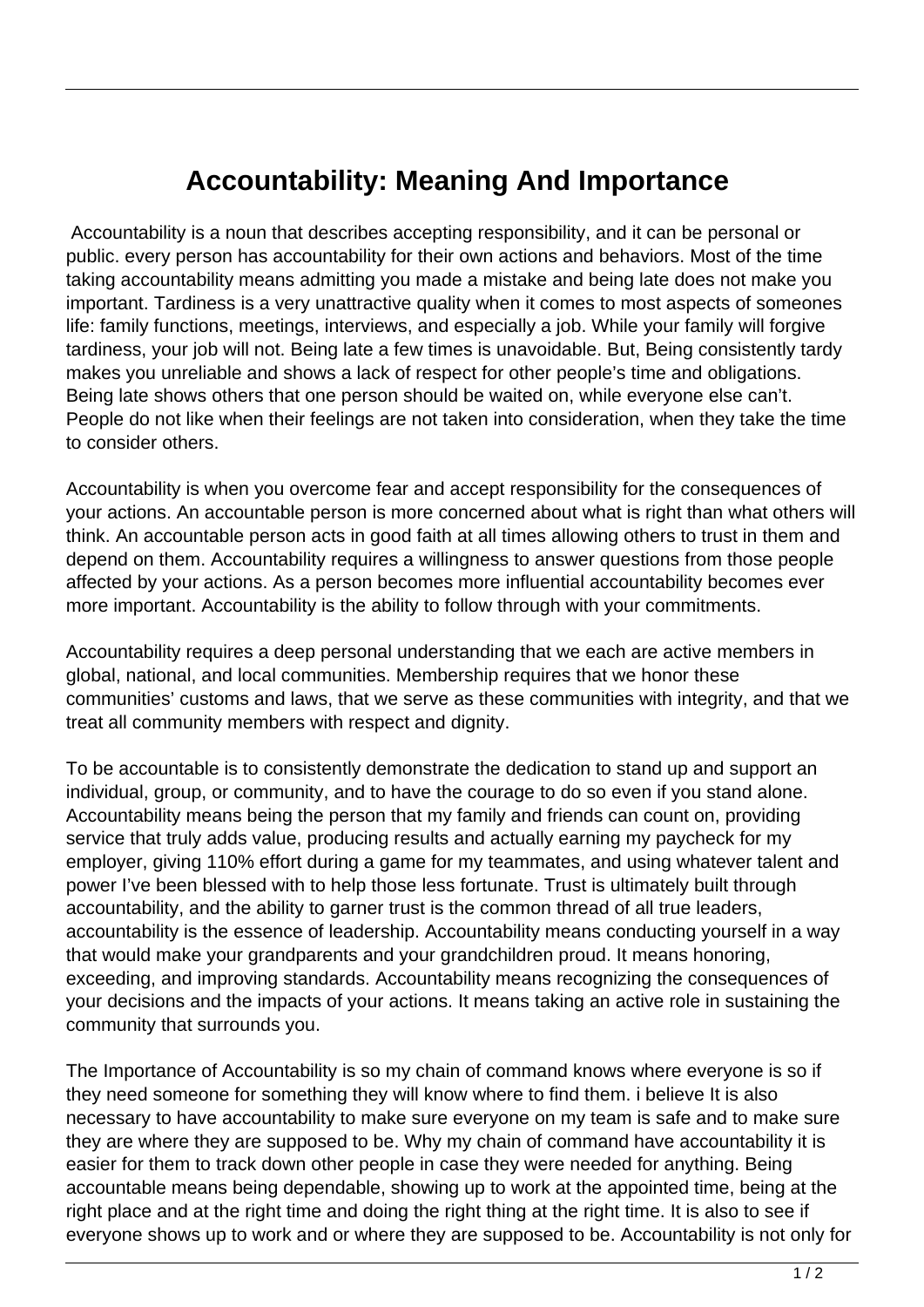# Accountability: Meaning And Importance

Accountability is a noun that describes accepting responsibility, and it can be personal or public. every person has accountability for their own actions and behaviors. Most of the time taking accountability means admitting you made a mistake and being late does not make you important. Tardiness is a very unattractive quality when it comes to most aspects of someones life: family functions, meetings, interviews, and especially a job. While your family will forgive tardiness, your job will not. Being late a few times is unavoidable. But, Being consistently tardy makes you unreliable and shows a lack of respect for other people's time and obligations. Being late shows others that one person should be waited on, while everyone else can't. People do not like when their feelings are not taken into consideration, when they take the time to consider others.

Accountability is when you overcome fear and accept responsibility for the consequences of your actions. An accountable person is more concerned about what is right than what others will think. An accountable person acts in good faith at all times allowing others to trust in them and depend on them. Accountability requires a willingness to answer questions from those people affected by your actions. As a person becomes more influential accountability becomes ever more important. Accountability is the ability to follow through with your commitments.

Accountability requires a deep personal understanding that we each are active members in global, national, and local communities. Membership requires that we honor these communities' customs and laws, that we serve as these communities with integrity, and that we treat all community members with respect and dignity.

To be accountable is to consistently demonstrate the dedication to stand up and support an individual, group, or community, and to have the courage to do so even if you stand alone. Accountability means being the person that my family and friends can count on, providing service that truly adds value, producing results and actually earning my paycheck for my employer, giving 110% effort during a game for my teammates, and using whatever talent and power I've been blessed with to help those less fortunate. Trust is ultimately built through accountability, and the ability to garner trust is the common thread of all true leaders, accountability is the essence of leadership. Accountability means conducting yourself in a way that would make your grandparents and your grandchildren proud. It means honoring, exceeding, and improving standards. Accountability means recognizing the consequences of your decisions and the impacts of your actions. It means taking an active role in sustaining the community that surrounds you.

The Importance of Accountability is so my chain of command knows where everyone is so if they need someone for something they will know where to find them. i believe It is also necessary to have accountability to make sure everyone on my team is safe and to make sure they are where they are supposed to be. Why my chain of command have accountability it is easier for them to track down other people in case they were needed for anything. Being accountable means being dependable, showing up to work at the appointed time, being at the right place and at the right time and doing the right thing at the right time. It is also to see if everyone shows up to work and or where they are supposed to be. Accountability is not only for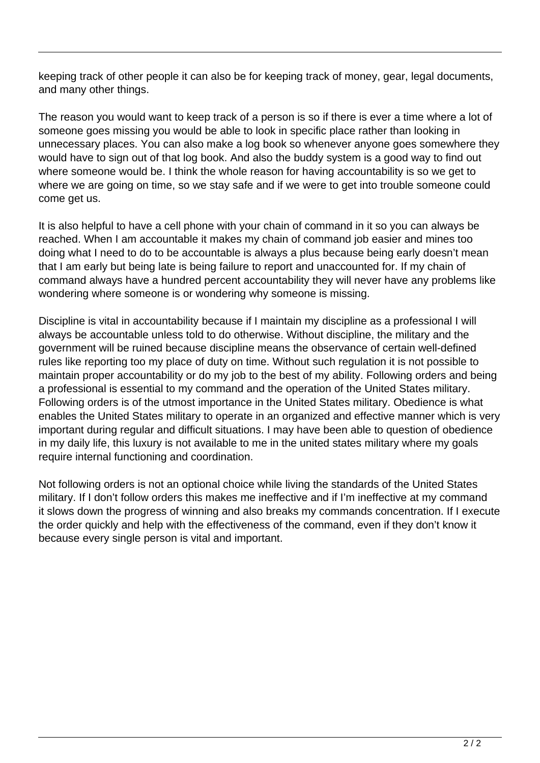keeping track of other people it can also be for keeping track of money, gear, legal documents, and many other things.

The reason you would want to keep track of a person is so if there is ever a time where a lot of someone goes missing you would be able to look in specific place rather than looking in unnecessary places. You can also make a log book so whenever anyone goes somewhere they would have to sign out of that log book. And also the buddy system is a good way to find out where someone would be. I think the whole reason for having accountability is so we get to where we are going on time, so we stay safe and if we were to get into trouble someone could come get us.

It is also helpful to have a cell phone with your chain of command in it so you can always be reached. When I am accountable it makes my chain of command job easier and mines too doing what I need to do to be accountable is always a plus because being early doesn't mean that I am early but being late is being failure to report and unaccounted for. If my chain of command always have a hundred percent accountability they will never have any problems like wondering where someone is or wondering why someone is missing.

Discipline is vital in accountability because if I maintain my discipline as a professional I will always be accountable unless told to do otherwise. Without discipline, the military and the government will be ruined because discipline means the observance of certain well-defined rules like reporting too my place of duty on time. Without such regulation it is not possible to maintain proper accountability or do my job to the best of my ability. Following orders and being a professional is essential to my command and the operation of the United States military. Following orders is of the utmost importance in the United States military. Obedience is what enables the United States military to operate in an organized and effective manner which is very important during regular and difficult situations. I may have been able to question of obedience in my daily life, this luxury is not available to me in the united states military where my goals require internal functioning and coordination.

Not following orders is not an optional choice while living the standards of the United States military. If I don't follow orders this makes me ineffective and if I'm ineffective at my command it slows down the progress of winning and also breaks my commands concentration. If I execute the order quickly and help with the effectiveness of the command, even if they don't know it because every single person is vital and important.